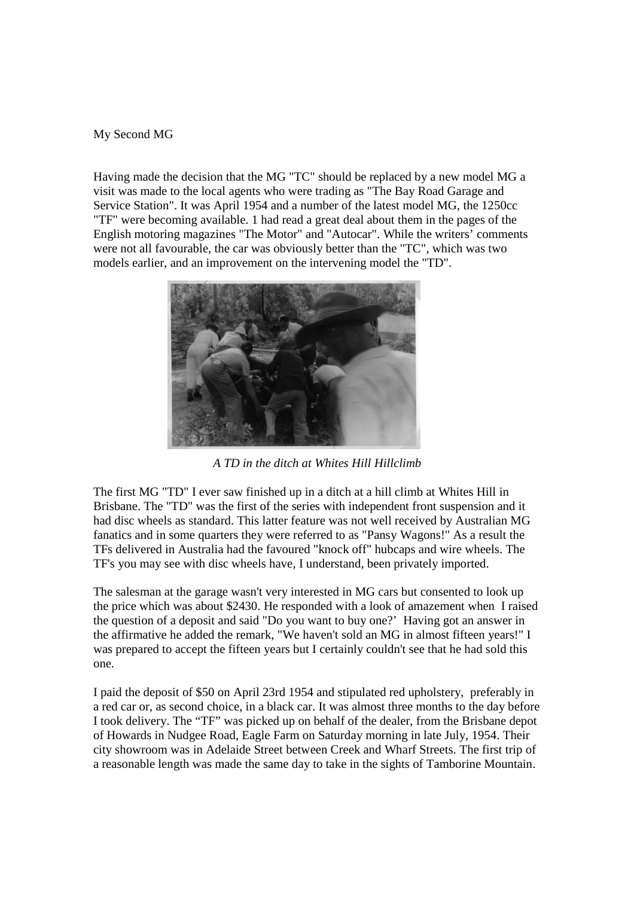My Second MG

Having made the decision that the MG "TC" should be replaced by a new model MG a visit was made to the local agents who were trading as "The Bay Road Garage and Service Station". It was April 1954 and a number of the latest model MG, the 1250cc "TF" were becoming available. 1 had read a great deal about them in the pages of the English motoring magazines "The Motor" and "Autocar". While the writers' comments were not all favourable, the car was obviously better than the "TC", which was two models earlier, and an improvement on the intervening model the "TD".

*A TD in the ditch at Whites Hill Hillclimb*

The first MG "TD" I ever saw finished up in a ditch at a hill climb at Whites Hill in Brisbane. The "TD" was the first of the series with independent front suspension and it had disc wheels as standard. This latter feature was not well received by Australian MG fanatics and in some quarters they were referred to as "Pansy Wagons!" As a result the TFs delivered in Australia had the favoured "knock off" hubcaps and wire wheels. The TF's you may see with disc wheels have, I understand, been privately imported.

The salesman at the garage wasn't very interested in MG cars but consented to look up the price which was about $2430. He responded with a look of amazement when I raised the question of a deposit and said "Do you want to buy one?' Having got an answer in the affirmative he added the remark, "We haven't sold an MG in almost fifteen years!" I was prepared to accept the fifteen years but I certainly couldn't see that he had sold this one.

I paid the deposit of $50 on April 23rd 1954 and stipulated red upholstery, preferably in a red car or, as second choice, in a black car. It was almost three months to the day before I took delivery. The "TF" was picked up on behalf of the dealer, from the Brisbane depot of Howards in Nudgee Road, Eagle Farm on Saturday morning in late July, 1954. Their city showroom was in Adelaide Street between Creek and Wharf Streets. The first trip of a reasonable length was made the same day to take in the sights of Tamborine Mountain.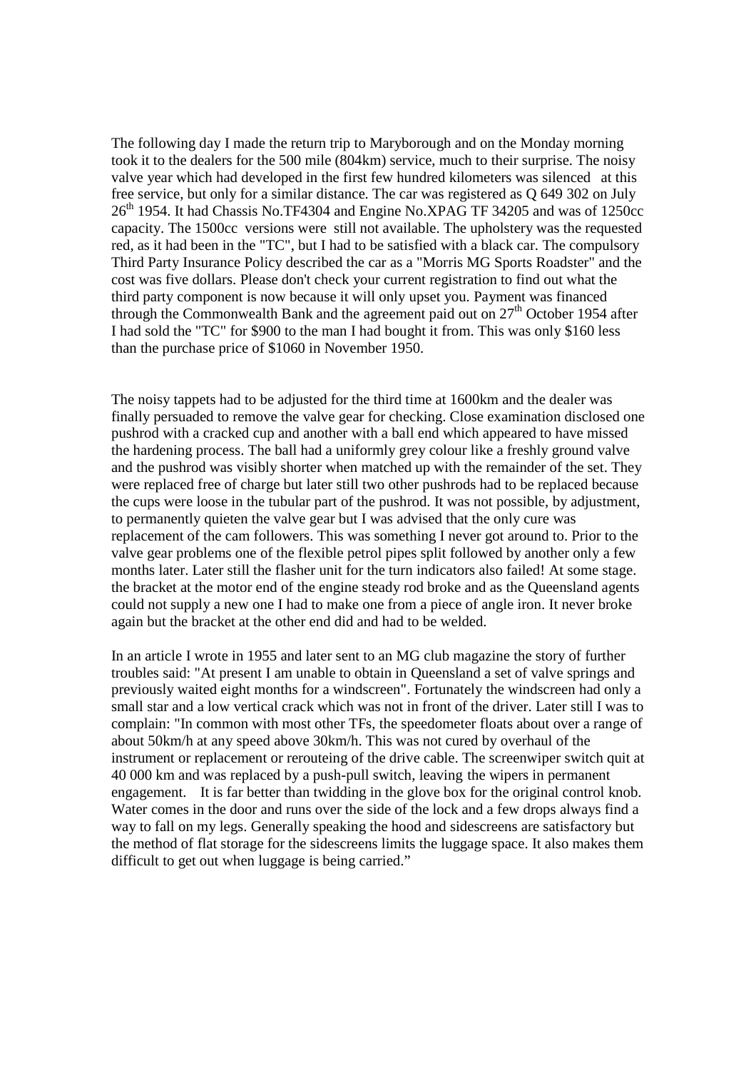The following day I made the return trip to Maryborough and on the Monday morning took it to the dealers for the 500 mile (804km) service, much to their surprise. The noisy valve year which had developed in the first few hundred kilometers was silenced at this free service, but only for a similar distance. The car was registered as Q 649 302 on July 26th 1954. It had Chassis No.TF4304 and Engine No.XPAG TF 34205 and was of 1250cc capacity. The 1500cc versions were still not available. The upholstery was the requested red, as it had been in the "TC", but I had to be satisfied with a black car. The compulsory Third Party Insurance Policy described the car as a "Morris MG Sports Roadster" and the cost was five dollars. Please don't check your current registration to find out what the third party component is now because it will only upset you. Payment was financed through the Commonwealth Bank and the agreement paid out on 27th October 1954 after I had sold the "TC" for $900 to the man I had bought it from. This was only $160 less than the purchase price of $1060 in November 1950.

The noisy tappets had to be adjusted for the third time at 1600km and the dealer was finally persuaded to remove the valve gear for checking. Close examination disclosed one pushrod with a cracked cup and another with a ball end which appeared to have missed the hardening process. The ball had a uniformly grey colour like a freshly ground valve and the pushrod was visibly shorter when matched up with the remainder of the set. They were replaced free of charge but later still two other pushrods had to be replaced because the cups were loose in the tubular part of the pushrod. It was not possible, by adjustment, to permanently quieten the valve gear but I was advised that the only cure was replacement of the cam followers. This was something I never got around to. Prior to the valve gear problems one of the flexible petrol pipes split followed by another only a few months later. Later still the flasher unit for the turn indicators also failed! At some stage. the bracket at the motor end of the engine steady rod broke and as the Queensland agents could not supply a new one I had to make one from a piece of angle iron. It never broke again but the bracket at the other end did and had to be welded.

In an article I wrote in 1955 and later sent to an MG club magazine the story of further troubles said: "At present I am unable to obtain in Queensland a set of valve springs and previously waited eight months for a windscreen". Fortunately the windscreen had only a small star and a low vertical crack which was not in front of the driver. Later still I was to complain: "In common with most other TFs, the speedometer floats about over a range of about 50km/h at any speed above 30km/h. This was not cured by overhaul of the instrument or replacement or rerouteing of the drive cable. The screenwiper switch quit at 40 000 km and was replaced by a push-pull switch, leaving the wipers in permanent engagement. It is far better than twidding in the glove box for the original control knob. Water comes in the door and runs over the side of the lock and a few drops always find a way to fall on my legs. Generally speaking the hood and sidescreens are satisfactory but the method of flat storage for the sidescreens limits the luggage space. It also makes them difficult to get out when luggage is being carried."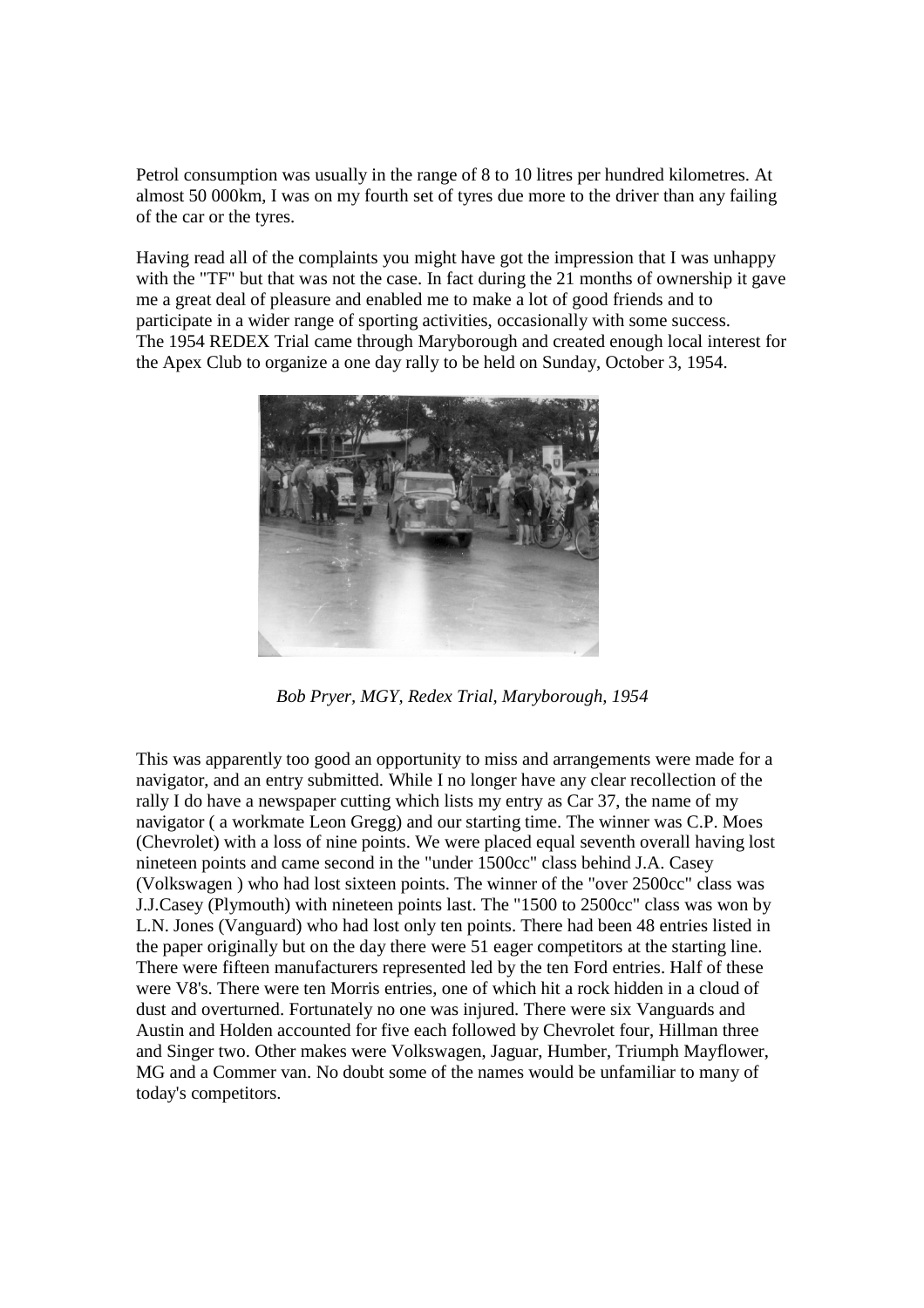Petrol consumption was usually in the range of 8 to 10 litres per hundred kilometres. At almost 50 000km, I was on my fourth set of tyres due more to the driver than any failing of the car or the tyres.

Having read all of the complaints you might have got the impression that I was unhappy with the "TF" but that was not the case. In fact during the 21 months of ownership it gave me a great deal of pleasure and enabled me to make a lot of good friends and to participate in a wider range of sporting activities, occasionally with some success. The 1954 REDEX Trial came through Maryborough and created enough local interest for the Apex Club to organize a one day rally to be held on Sunday, October 3, 1954.

*Bob Pryer, MGY, Redex Trial, Maryborough, 1954*

This was apparently too good an opportunity to miss and arrangements were made for a navigator, and an entry submitted. While I no longer have any clear recollection of the rally I do have a newspaper cutting which lists my entry as Car 37, the name of my navigator ( a workmate Leon Gregg) and our starting time. The winner was C.P. Moes (Chevrolet) with a loss of nine points. We were placed equal seventh overall having lost nineteen points and came second in the "under 1500cc" class behind J.A. Casey (Volkswagen ) who had lost sixteen points. The winner of the "over 2500cc" class was J.J.Casey (Plymouth) with nineteen points last. The "1500 to 2500cc" class was won by L.N. Jones (Vanguard) who had lost only ten points. There had been 48 entries listed in the paper originally but on the day there were 51 eager competitors at the starting line. There were fifteen manufacturers represented led by the ten Ford entries. Half of these were V8's. There were ten Morris entries, one of which hit a rock hidden in a cloud of dust and overturned. Fortunately no one was injured. There were six Vanguards and Austin and Holden accounted for five each followed by Chevrolet four, Hillman three and Singer two. Other makes were Volkswagen, Jaguar, Humber, Triumph Mayflower, MG and a Commer van. No doubt some of the names would be unfamiliar to many of today's competitors.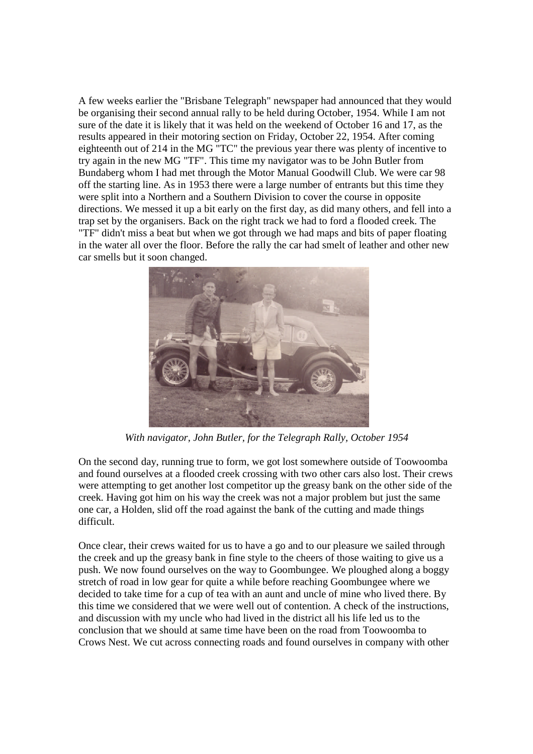A few weeks earlier the "Brisbane Telegraph" newspaper had announced that they would be organising their second annual rally to be held during October, 1954. While I am not sure of the date it is likely that it was held on the weekend of October 16 and 17, as the results appeared in their motoring section on Friday, October 22, 1954. After coming eighteenth out of 214 in the MG "TC" the previous year there was plenty of incentive to try again in the new MG "TF". This time my navigator was to be John Butler from Bundaberg whom I had met through the Motor Manual Goodwill Club. We were car 98 off the starting line. As in 1953 there were a large number of entrants but this time they were split into a Northern and a Southern Division to cover the course in opposite directions. We messed it up a bit early on the first day, as did many others, and fell into a trap set by the organisers. Back on the right track we had to ford a flooded creek. The "TF" didn't miss a beat but when we got through we had maps and bits of paper floating in the water all over the floor. Before the rally the car had smelt of leather and other new car smells but it soon changed.

*With navigator, John Butler, for the Telegraph Rally, October 1954*

On the second day, running true to form, we got lost somewhere outside of Toowoomba and found ourselves at a flooded creek crossing with two other cars also lost. Their crews were attempting to get another lost competitor up the greasy bank on the other side of the creek. Having got him on his way the creek was not a major problem but just the same one car, a Holden, slid off the road against the bank of the cutting and made things difficult.

Once clear, their crews waited for us to have a go and to our pleasure we sailed through the creek and up the greasy bank in fine style to the cheers of those waiting to give us a push. We now found ourselves on the way to Goombungee. We ploughed along a boggy stretch of road in low gear for quite a while before reaching Goombungee where we decided to take time for a cup of tea with an aunt and uncle of mine who lived there. By this time we considered that we were well out of contention. A check of the instructions, and discussion with my uncle who had lived in the district all his life led us to the conclusion that we should at same time have been on the road from Toowoomba to Crows Nest. We cut across connecting roads and found ourselves in company with other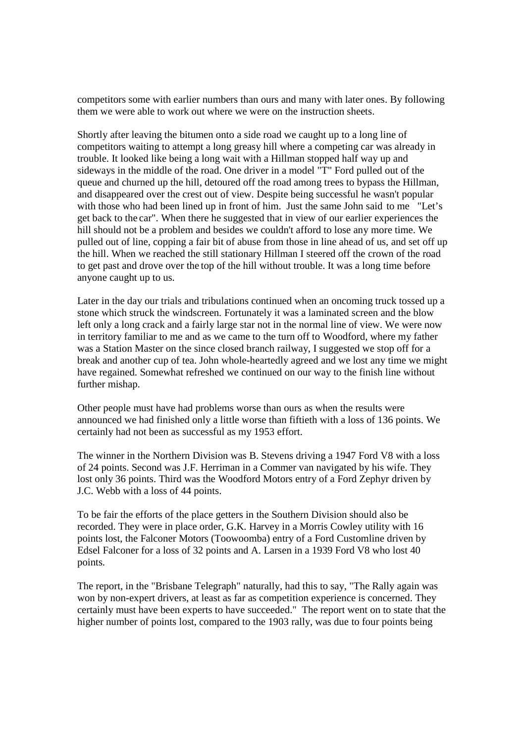competitors some with earlier numbers than ours and many with later ones. By following them we were able to work out where we were on the instruction sheets.

Shortly after leaving the bitumen onto a side road we caught up to a long line of competitors waiting to attempt a long greasy hill where a competing car was already in trouble. It looked like being a long wait with a Hillman stopped half way up and sideways in the middle of the road. One driver in a model "T" Ford pulled out of the queue and churned up the hill, detoured off the road among trees to bypass the Hillman, and disappeared over the crest out of view. Despite being successful he wasn't popular with those who had been lined up in front of him. Just the same John said to me "Let’s get back to the car". When there he suggested that in view of our earlier experiences the hill should not be a problem and besides we couldn't afford to lose any more time. We pulled out of line, copping a fair bit of abuse from those in line ahead of us, and set off up the hill. When we reached the still stationary Hillman I steered off the crown of the road to get past and drove over the top of the hill without trouble. It was a long time before anyone caught up to us.

Later in the day our trials and tribulations continued when an oncoming truck tossed up a stone which struck the windscreen. Fortunately it was a laminated screen and the blow left only a long crack and a fairly large star not in the normal line of view. We were now in territory familiar to me and as we came to the turn off to Woodford, where my father was a Station Master on the since closed branch railway, I suggested we stop off for a break and another cup of tea. John whole-heartedly agreed and we lost any time we might have regained. Somewhat refreshed we continued on our way to the finish line without further mishap.

Other people must have had problems worse than ours as when the results were announced we had finished only a little worse than fiftieth with a loss of 136 points. We certainly had not been as successful as my 1953 effort.

The winner in the Northern Division was B. Stevens driving a 1947 Ford V8 with a loss of 24 points. Second was J.F. Herriman in a Commer van navigated by his wife. They lost only 36 points. Third was the Woodford Motors entry of a Ford Zephyr driven by J.C. Webb with a loss of 44 points.

To be fair the efforts of the place getters in the Southern Division should also be recorded. They were in place order, G.K. Harvey in a Morris Cowley utility with 16 points lost, the Falconer Motors (Toowoomba) entry of a Ford Customline driven by Edsel Falconer for a loss of 32 points and A. Larsen in a 1939 Ford V8 who lost 40 points.

The report, in the "Brisbane Telegraph" naturally, had this to say, "The Rally again was won by non-expert drivers, at least as far as competition experience is concerned. They certainly must have been experts to have succeeded." The report went on to state that the higher number of points lost, compared to the 1903 rally, was due to four points being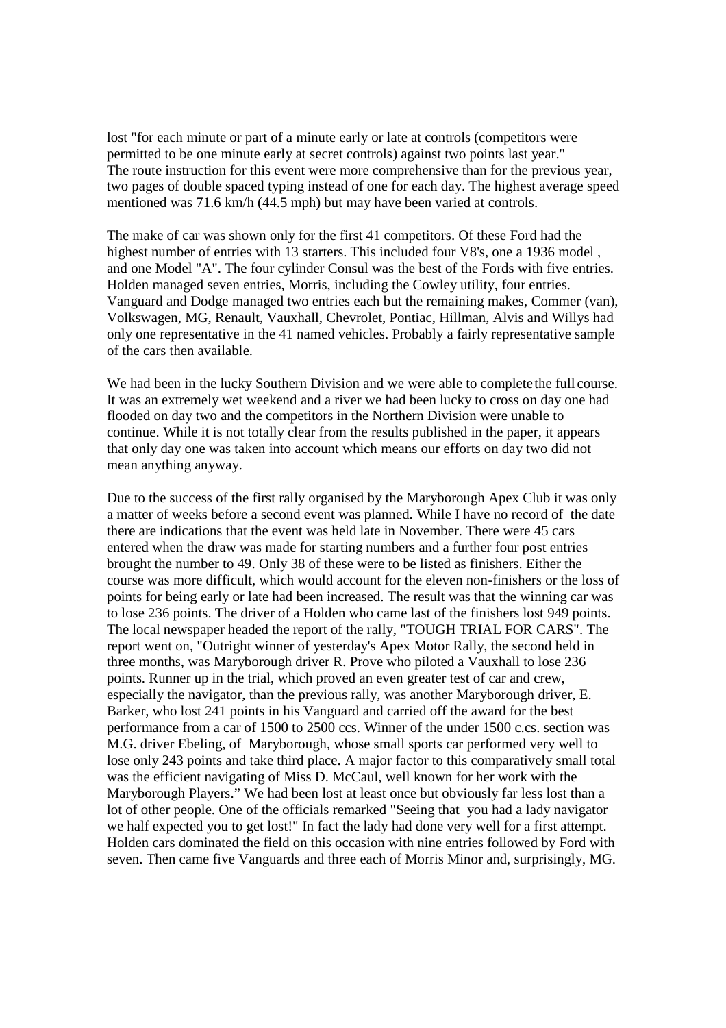lost "for each minute or part of a minute early or late at controls (competitors were permitted to be one minute early at secret controls) against two points last year."
The route instruction for this event were more comprehensive than for the previous year, two pages of double spaced typing instead of one for each day. The highest average speed mentioned was 71.6 km/h (44.5 mph) but may have been varied at controls.

The make of car was shown only for the first 41 competitors. Of these Ford had the highest number of entries with 13 starters. This included four V8's, one a 1936 model , and one Model "A". The four cylinder Consul was the best of the Fords with five entries. Holden managed seven entries, Morris, including the Cowley utility, four entries. Vanguard and Dodge managed two entries each but the remaining makes, Commer (van), Volkswagen, MG, Renault, Vauxhall, Chevrolet, Pontiac, Hillman, Alvis and Willys had only one representative in the 41 named vehicles. Probably a fairly representative sample of the cars then available.

We had been in the lucky Southern Division and we were able to complete the full course. It was an extremely wet weekend and a river we had been lucky to cross on day one had flooded on day two and the competitors in the Northern Division were unable to continue. While it is not totally clear from the results published in the paper, it appears that only day one was taken into account which means our efforts on day two did not mean anything anyway.

Due to the success of the first rally organised by the Maryborough Apex Club it was only a matter of weeks before a second event was planned. While I have no record of the date there are indications that the event was held late in November. There were 45 cars entered when the draw was made for starting numbers and a further four post entries brought the number to 49. Only 38 of these were to be listed as finishers. Either the course was more difficult, which would account for the eleven non-finishers or the loss of points for being early or late had been increased. The result was that the winning car was to lose 236 points. The driver of a Holden who came last of the finishers lost 949 points. The local newspaper headed the report of the rally, "TOUGH TRIAL FOR CARS". The report went on, "Outright winner of yesterday's Apex Motor Rally, the second held in three months, was Maryborough driver R. Prove who piloted a Vauxhall to lose 236 points. Runner up in the trial, which proved an even greater test of car and crew, especially the navigator, than the previous rally, was another Maryborough driver, E. Barker, who lost 241 points in his Vanguard and carried off the award for the best performance from a car of 1500 to 2500 ccs. Winner of the under 1500 c.cs. section was M.G. driver Ebeling, of Maryborough, whose small sports car performed very well to lose only 243 points and take third place. A major factor to this comparatively small total was the efficient navigating of Miss D. McCaul, well known for her work with the Maryborough Players." We had been lost at least once but obviously far less lost than a lot of other people. One of the officials remarked "Seeing that you had a lady navigator we half expected you to get lost!" In fact the lady had done very well for a first attempt. Holden cars dominated the field on this occasion with nine entries followed by Ford with seven. Then came five Vanguards and three each of Morris Minor and, surprisingly, MG.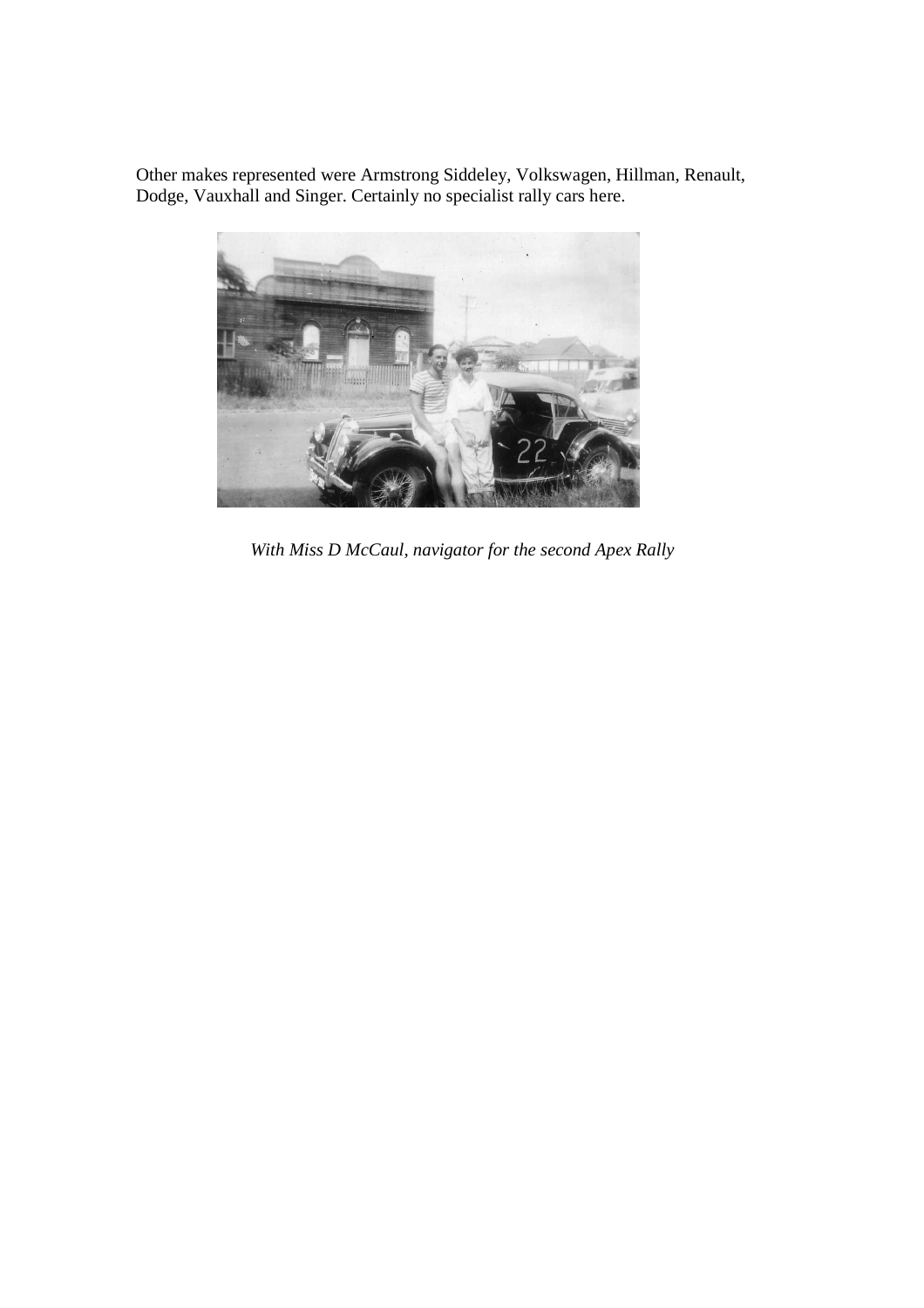Other makes represented were Armstrong Siddeley, Volkswagen, Hillman, Renault, Dodge, Vauxhall and Singer. Certainly no specialist rally cars here.

*With Miss D McCaul, navigator for the second Apex Rally*